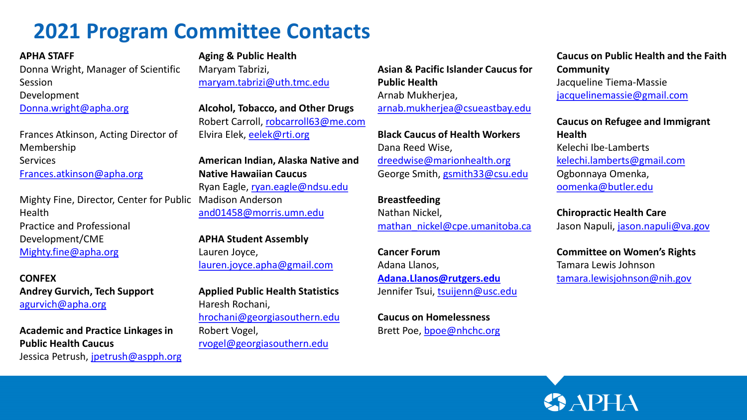# 2021 Program Committee Contacts

**APHA STAFF**
Donna Wright, Manager of Scientific Session Development
Donna.wright@apha.org

Frances Atkinson, Acting Director of Membership Services
Frances.atkinson@apha.org

Mighty Fine, Director, Center for Public Health Practice and Professional Development/CME
Mighty.fine@apha.org

**CONFEX**
**Andrey Gurvich, Tech Support**
agurvich@apha.org

**Academic and Practice Linkages in Public Health Caucus**
Jessica Petrush, jpetrush@aspph.org

**Aging & Public Health**
Maryam Tabrizi,
maryam.tabrizi@uth.tmc.edu

**Alcohol, Tobacco, and Other Drugs**
Robert Carroll, robcarroll63@me.com
Elvira Elek, eelek@rti.org

**American Indian, Alaska Native and Native Hawaiian Caucus**
Ryan Eagle, ryan.eagle@ndsu.edu
Madison Anderson
and01458@morris.umn.edu

**APHA Student Assembly**
Lauren Joyce,
lauren.joyce.apha@gmail.com

**Applied Public Health Statistics**
Haresh Rochani,
hrochani@georgiasouthern.edu
Robert Vogel,
rvogel@georgiasouthern.edu

**Asian & Pacific Islander Caucus for Public Health**
Arnab Mukherjea,
arnab.mukherjea@csueastbay.edu

**Black Caucus of Health Workers**
Dana Reed Wise,
dreedwise@marionhealth.org
George Smith, gsmith33@csu.edu

**Breastfeeding**
Nathan Nickel,
mathan_nickel@cpe.umanitoba.ca

**Cancer Forum**
Adana Llanos,
**Adana.Llanos@rutgers.edu**
Jennifer Tsui, tsuijenn@usc.edu

**Caucus on Homelessness**
Brett Poe, bpoe@nhchc.org

**Caucus on Public Health and the Faith Community**
Jacqueline Tiema-Massie
jacquelinemassie@gmail.com

**Caucus on Refugee and Immigrant Health**
Kelechi Ibe-Lamberts
kelechi.lamberts@gmail.com
Ogbonnaya Omenka,
oomenka@butler.edu

**Chiropractic Health Care**
Jason Napuli, jason.napuli@va.gov

**Committee on Women's Rights**
Tamara Lewis Johnson
tamara.lewisjohnson@nih.gov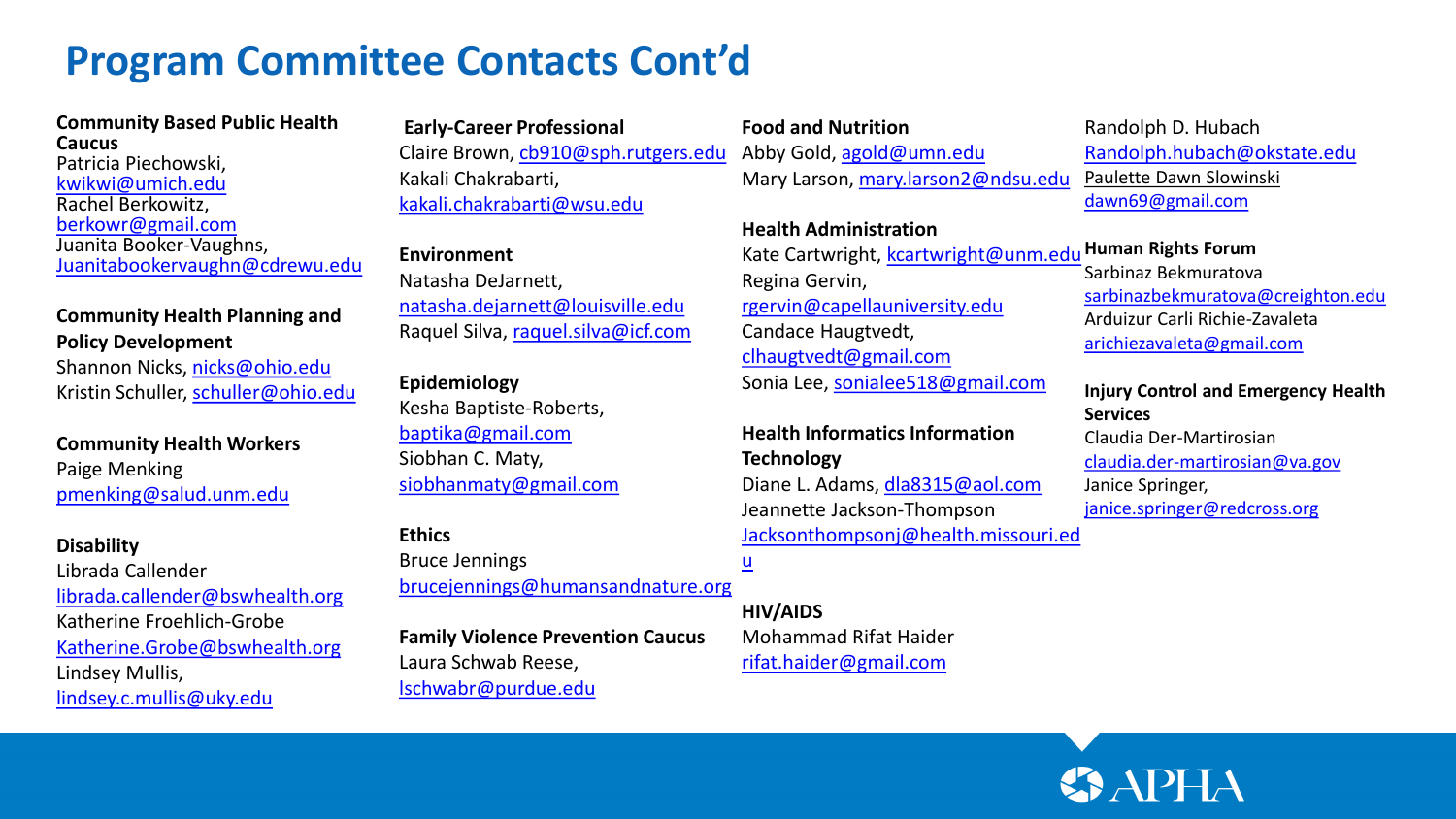# Program Committee Contacts Cont'd

**Community Based Public Health Caucus**
Patricia Piechowski, kwikwi@umich.edu
Rachel Berkowitz, berkowr@gmail.com
Juanita Booker-Vaughns, Juanitabookervaughn@cdrewu.edu

**Community Health Planning and Policy Development**
Shannon Nicks, nicks@ohio.edu
Kristin Schuller, schuller@ohio.edu

**Community Health Workers**
Paige Menking
pmenking@salud.unm.edu

**Disability**
Librada Callender
librada.callender@bswhealth.org
Katherine Froehlich-Grobe
Katherine.Grobe@bswhealth.org
Lindsey Mullis,
lindsey.c.mullis@uky.edu

**Early-Career Professional**
Claire Brown, cb910@sph.rutgers.edu
Kakali Chakrabarti,
kakali.chakrabarti@wsu.edu

**Environment**
Natasha DeJarnett,
natasha.dejarnett@louisville.edu
Raquel Silva, raquel.silva@icf.com

**Epidemiology**
Kesha Baptiste-Roberts,
baptika@gmail.com
Siobhan C. Maty,
siobhanmaty@gmail.com

**Ethics**
Bruce Jennings
brucejennings@humansandnature.org

**Family Violence Prevention Caucus**
Laura Schwab Reese,
lschwabr@purdue.edu

**Food and Nutrition**
Abby Gold, agold@umn.edu
Mary Larson, mary.larson2@ndsu.edu

**Health Administration**
Kate Cartwright, kcartwright@unm.edu
Regina Gervin,
rgervin@capellauniversity.edu
Candace Haugtvedt,
clhaugtvedt@gmail.com
Sonia Lee, sonialee518@gmail.com

**Health Informatics Information Technology**
Diane L. Adams, dla8315@aol.com
Jeannette Jackson-Thompson
Jacksonthompsonj@health.missouri.edu

**HIV/AIDS**
Mohammad Rifat Haider
rifat.haider@gmail.com

Randolph D. Hubach
Randolph.hubach@okstate.edu
Paulette Dawn Slowinski
dawn69@gmail.com

**Human Rights Forum**
Sarbinaz Bekmuratova
sarbinazbekmuratova@creighton.edu
Arduizur Carli Richie-Zavaleta
arichiezavaleta@gmail.com

**Injury Control and Emergency Health Services**
Claudia Der-Martirosian
claudia.der-martirosian@va.gov
Janice Springer,
janice.springer@redcross.org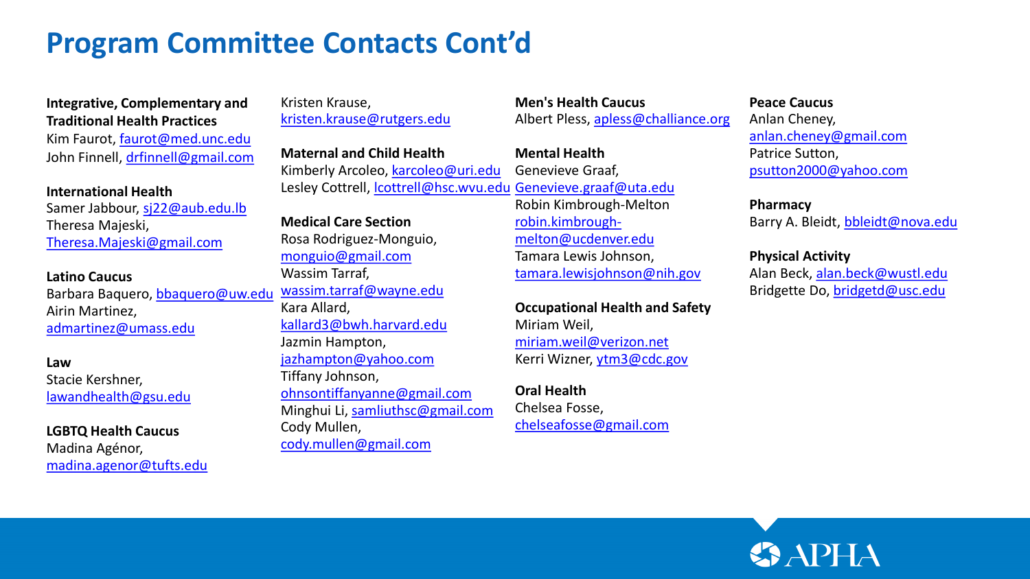# Program Committee Contacts Cont'd

**Integrative, Complementary and Traditional Health Practices**
Kim Faurot, faurot@med.unc.edu
John Finnell, drfinnell@gmail.com

**International Health**
Samer Jabbour, sj22@aub.edu.lb
Theresa Majeski, Theresa.Majeski@gmail.com

**Latino Caucus**
Barbara Baquero, bbaquero@uw.edu
Airin Martinez, admartinez@umass.edu

**Law**
Stacie Kershner, lawandhealth@gsu.edu

**LGBTQ Health Caucus**
Madina Agénor, madina.agenor@tufts.edu

Kristen Krause, kristen.krause@rutgers.edu

**Maternal and Child Health**
Kimberly Arcoleo, karcoleo@uri.edu
Lesley Cottrell, lcottrell@hsc.wvu.edu

**Medical Care Section**
Rosa Rodriguez-Monguio, monguio@gmail.com
Wassim Tarraf, wassim.tarraf@wayne.edu
Kara Allard, kallard3@bwh.harvard.edu
Jazmin Hampton, jazhampton@yahoo.com
Tiffany Johnson, ohnsontiffanyanne@gmail.com
Minghui Li, samliuthsc@gmail.com
Cody Mullen, cody.mullen@gmail.com

**Men's Health Caucus**
Albert Pless, apless@challiance.org

**Mental Health**
Genevieve Graaf, Genevieve.graaf@uta.edu
Robin Kimbrough-Melton robin.kimbrough-melton@ucdenver.edu
Tamara Lewis Johnson, tamara.lewisjohnson@nih.gov

**Occupational Health and Safety**
Miriam Weil, miriam.weil@verizon.net
Kerri Wizner, ytm3@cdc.gov

**Oral Health**
Chelsea Fosse, chelseafosse@gmail.com

**Peace Caucus**
Anlan Cheney, anlan.cheney@gmail.com
Patrice Sutton, psutton2000@yahoo.com

**Pharmacy**
Barry A. Bleidt, bbleidt@nova.edu

**Physical Activity**
Alan Beck, alan.beck@wustl.edu
Bridgette Do, bridgetd@usc.edu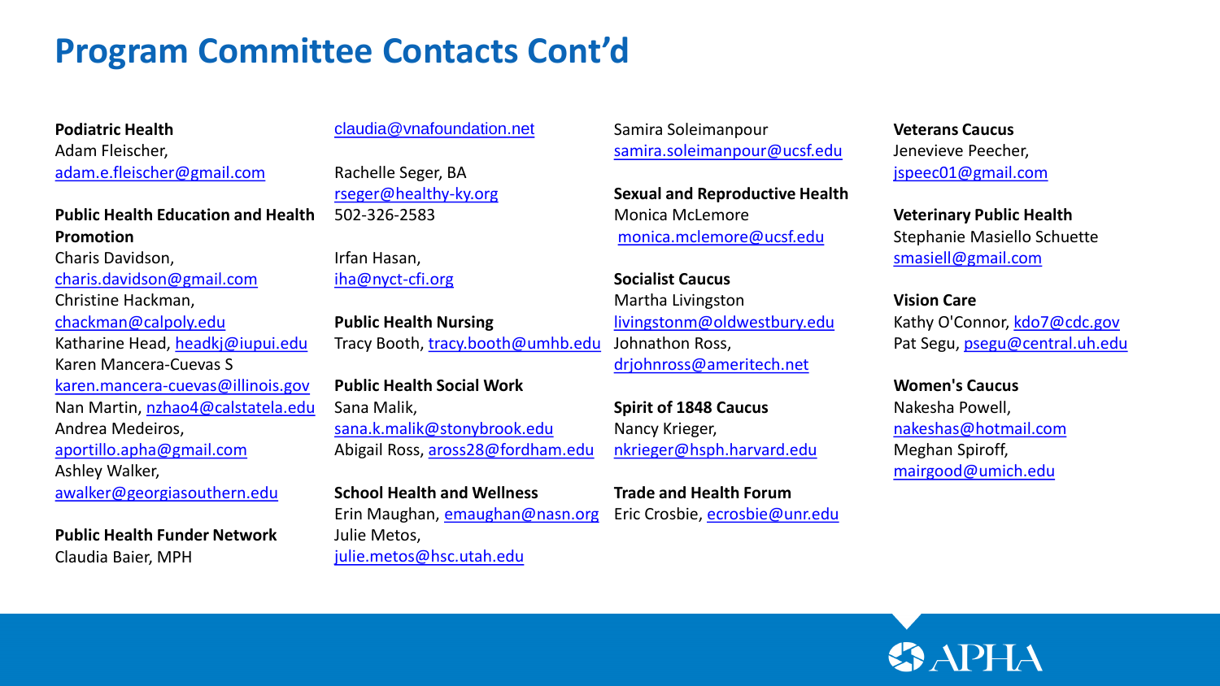# Program Committee Contacts Cont'd

**Podiatric Health**
Adam Fleischer,
adam.e.fleischer@gmail.com

**Public Health Education and Health Promotion**
Charis Davidson,
charis.davidson@gmail.com
Christine Hackman,
chackman@calpoly.edu
Katharine Head, headkj@iupui.edu
Karen Mancera-Cuevas S
karen.mancera-cuevas@illinois.gov
Nan Martin, nzhao4@calstatela.edu
Andrea Medeiros,
aportillo.apha@gmail.com
Ashley Walker,
awalker@georgiasouthern.edu

**Public Health Funder Network**
Claudia Baier, MPH
claudia@vnafoundation.net

Rachelle Seger, BA
rseger@healthy-ky.org
502-326-2583

Irfan Hasan,
iha@nyct-cfi.org

**Public Health Nursing**
Tracy Booth, tracy.booth@umhb.edu

**Public Health Social Work**
Sana Malik,
sana.k.malik@stonybrook.edu
Abigail Ross, aross28@fordham.edu

**School Health and Wellness**
Erin Maughan, emaughan@nasn.org
Julie Metos,
julie.metos@hsc.utah.edu

Samira Soleimanpour
samira.soleimanpour@ucsf.edu

**Sexual and Reproductive Health**
Monica McLemore
monica.mclemore@ucsf.edu

**Socialist Caucus**
Martha Livingston
livingstonm@oldwestbury.edu
Johnathon Ross,
drjohnross@ameritech.net

**Spirit of 1848 Caucus**
Nancy Krieger,
nkrieger@hsph.harvard.edu

**Trade and Health Forum**
Eric Crosbie, ecrosbie@unr.edu

**Veterans Caucus**
Jenevieve Peecher,
jspeec01@gmail.com

**Veterinary Public Health**
Stephanie Masiello Schuette
smasiell@gmail.com

**Vision Care**
Kathy O'Connor, kdo7@cdc.gov
Pat Segu, psegu@central.uh.edu

**Women's Caucus**
Nakesha Powell,
nakeshas@hotmail.com
Meghan Spiroff,
mairgood@umich.edu